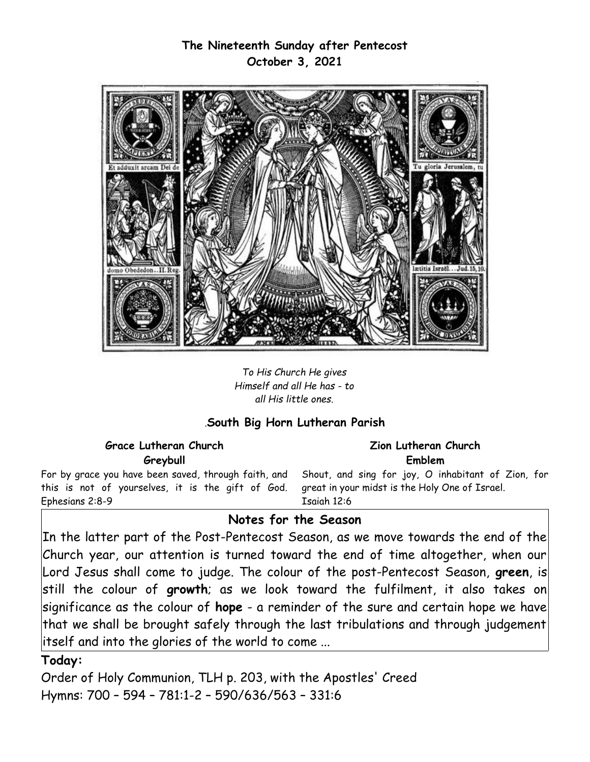**The Nineteenth Sunday after Pentecost**
**October 3, 2021**

*To His Church He gives*
*Himself and all He has - to*
*all His little ones.*

.**South Big Horn Lutheran Parish**

**Grace Lutheran Church**
**Greybull**

For by grace you have been saved, through faith, and this is not of yourselves, it is the gift of God. Ephesians 2:8-9

**Zion Lutheran Church**
**Emblem**

Shout, and sing for joy, O inhabitant of Zion, for great in your midst is the Holy One of Israel. Isaiah 12:6

## Notes for the Season

In the latter part of the Post-Pentecost Season, as we move towards the end of the Church year, our attention is turned toward the end of time altogether, when our Lord Jesus shall come to judge. The colour of the post-Pentecost Season, **green**, is still the colour of **growth**; as we look toward the fulfilment, it also takes on significance as the colour of **hope** - a reminder of the sure and certain hope we have that we shall be brought safely through the last tribulations and through judgement itself and into the glories of the world to come ...

**Today:**

Order of Holy Communion, TLH p. 203, with the Apostles' Creed
Hymns: 700 – 594 – 781:1-2 – 590/636/563 – 331:6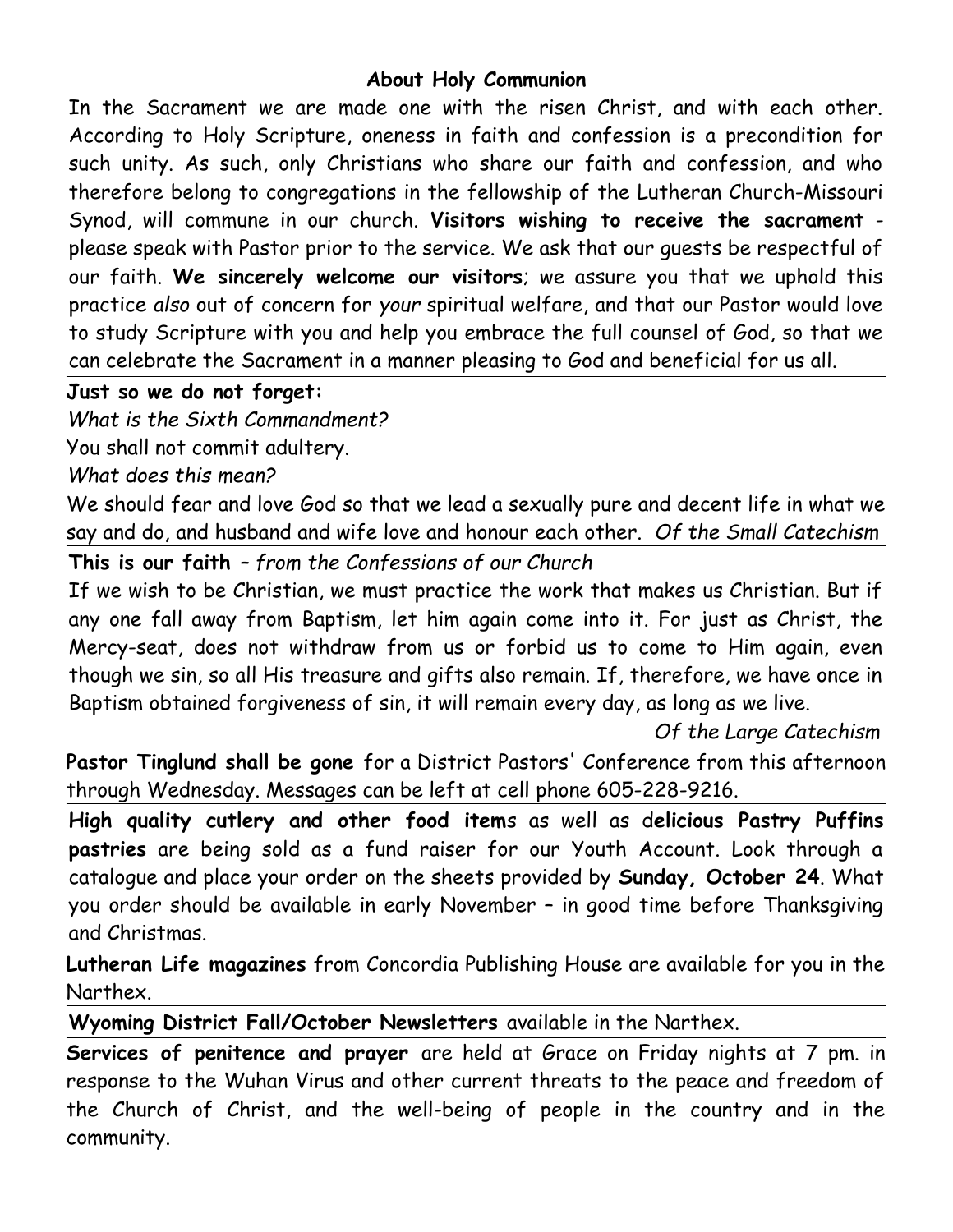### About Holy Communion

In the Sacrament we are made one with the risen Christ, and with each other. According to Holy Scripture, oneness in faith and confession is a precondition for such unity. As such, only Christians who share our faith and confession, and who therefore belong to congregations in the fellowship of the Lutheran Church-Missouri Synod, will commune in our church. **Visitors wishing to receive the sacrament** - please speak with Pastor prior to the service. We ask that our guests be respectful of our faith. **We sincerely welcome our visitors**; we assure you that we uphold this practice *also* out of concern for *your* spiritual welfare, and that our Pastor would love to study Scripture with you and help you embrace the full counsel of God, so that we can celebrate the Sacrament in a manner pleasing to God and beneficial for us all.

**Just so we do not forget:**

*What is the Sixth Commandment?*

You shall not commit adultery.

*What does this mean?*

We should fear and love God so that we lead a sexually pure and decent life in what we say and do, and husband and wife love and honour each other. *Of the Small Catechism*

**This is our faith** – *from the Confessions of our Church*

If we wish to be Christian, we must practice the work that makes us Christian. But if any one fall away from Baptism, let him again come into it. For just as Christ, the Mercy-seat, does not withdraw from us or forbid us to come to Him again, even though we sin, so all His treasure and gifts also remain. If, therefore, we have once in Baptism obtained forgiveness of sin, it will remain every day, as long as we live.

*Of the Large Catechism*

**Pastor Tinglund shall be gone** for a District Pastors' Conference from this afternoon through Wednesday. Messages can be left at cell phone 605-228-9216.

**High quality cutlery and other food item**s as well as d**elicious Pastry Puffins pastries** are being sold as a fund raiser for our Youth Account. Look through a catalogue and place your order on the sheets provided by **Sunday, October 24**. What you order should be available in early November – in good time before Thanksgiving and Christmas.

**Lutheran Life magazines** from Concordia Publishing House are available for you in the Narthex.

**Wyoming District Fall/October Newsletters** available in the Narthex.

**Services of penitence and prayer** are held at Grace on Friday nights at 7 pm. in response to the Wuhan Virus and other current threats to the peace and freedom of the Church of Christ, and the well-being of people in the country and in the community.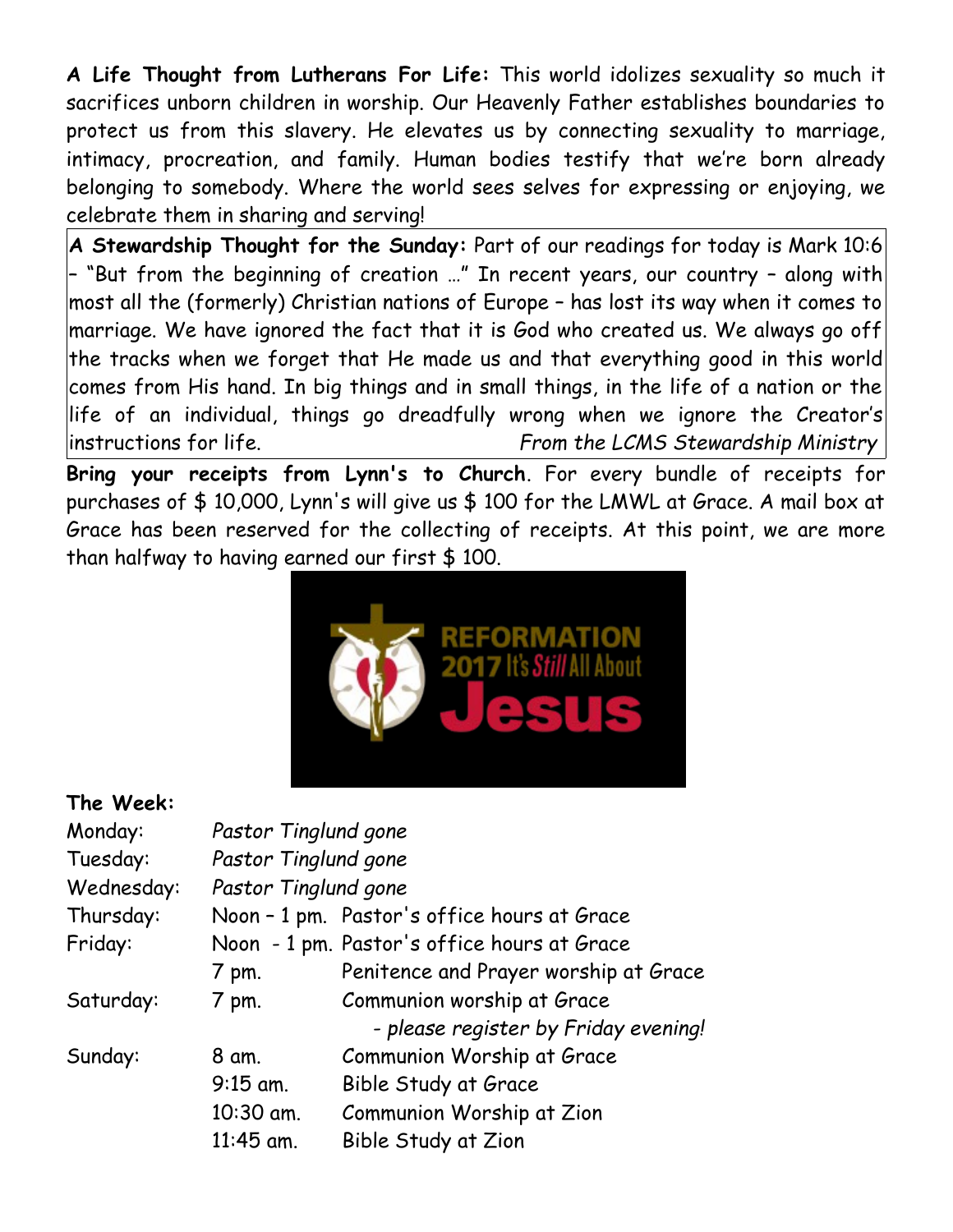**A Life Thought from Lutherans For Life:** This world idolizes sexuality so much it sacrifices unborn children in worship. Our Heavenly Father establishes boundaries to protect us from this slavery. He elevates us by connecting sexuality to marriage, intimacy, procreation, and family. Human bodies testify that we're born already belonging to somebody. Where the world sees selves for expressing or enjoying, we celebrate them in sharing and serving!

**A Stewardship Thought for the Sunday:** Part of our readings for today is Mark 10:6 – "But from the beginning of creation …" In recent years, our country – along with most all the (formerly) Christian nations of Europe – has lost its way when it comes to marriage. We have ignored the fact that it is God who created us. We always go off the tracks when we forget that He made us and that everything good in this world comes from His hand. In big things and in small things, in the life of a nation or the life of an individual, things go dreadfully wrong when we ignore the Creator's instructions for life. *From the LCMS Stewardship Ministry*

**Bring your receipts from Lynn's to Church**. For every bundle of receipts for purchases of $ 10,000, Lynn's will give us $ 100 for the LMWL at Grace. A mail box at Grace has been reserved for the collecting of receipts. At this point, we are more than halfway to having earned our first $ 100.

REFORMATION 2017 It's *Still* All About Jesus

**The Week:**

| | | |
|---|---|---|
| Monday: | *Pastor Tinglund gone* | |
| Tuesday: | *Pastor Tinglund gone* | |
| Wednesday: | *Pastor Tinglund gone* | |
| Thursday: | Noon – 1 pm. | Pastor's office hours at Grace |
| Friday: | Noon - 1 pm. | Pastor's office hours at Grace |
| | 7 pm. | Penitence and Prayer worship at Grace |
| Saturday: | 7 pm. | Communion worship at Grace<br>*- please register by Friday evening!* |
| Sunday: | 8 am. | Communion Worship at Grace |
| | 9:15 am. | Bible Study at Grace |
| | 10:30 am. | Communion Worship at Zion |
| | 11:45 am. | Bible Study at Zion |